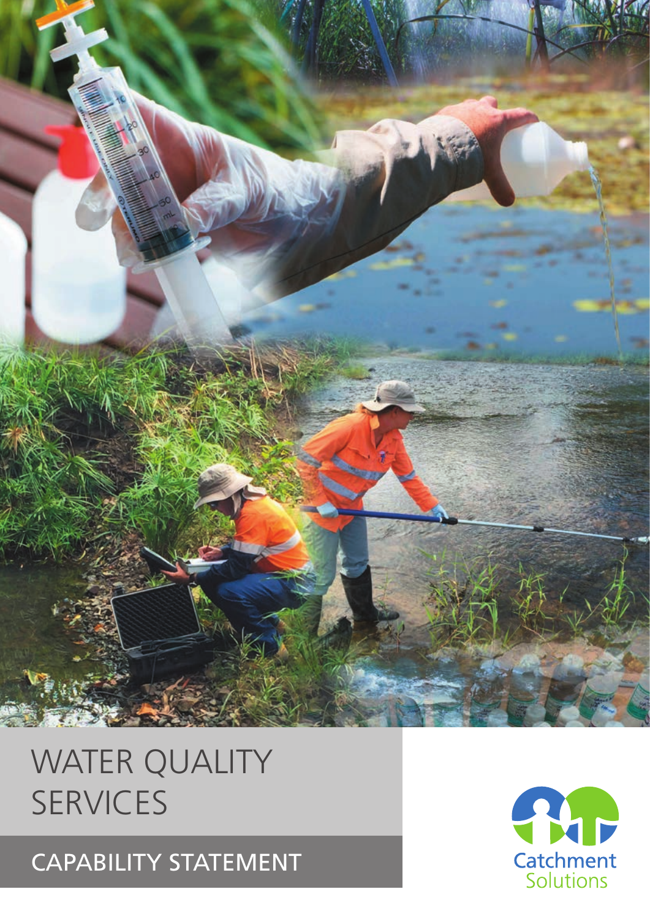# WATER QUALITY SERVICES

## CAPABILITY STATEMENT

Catchment Solutions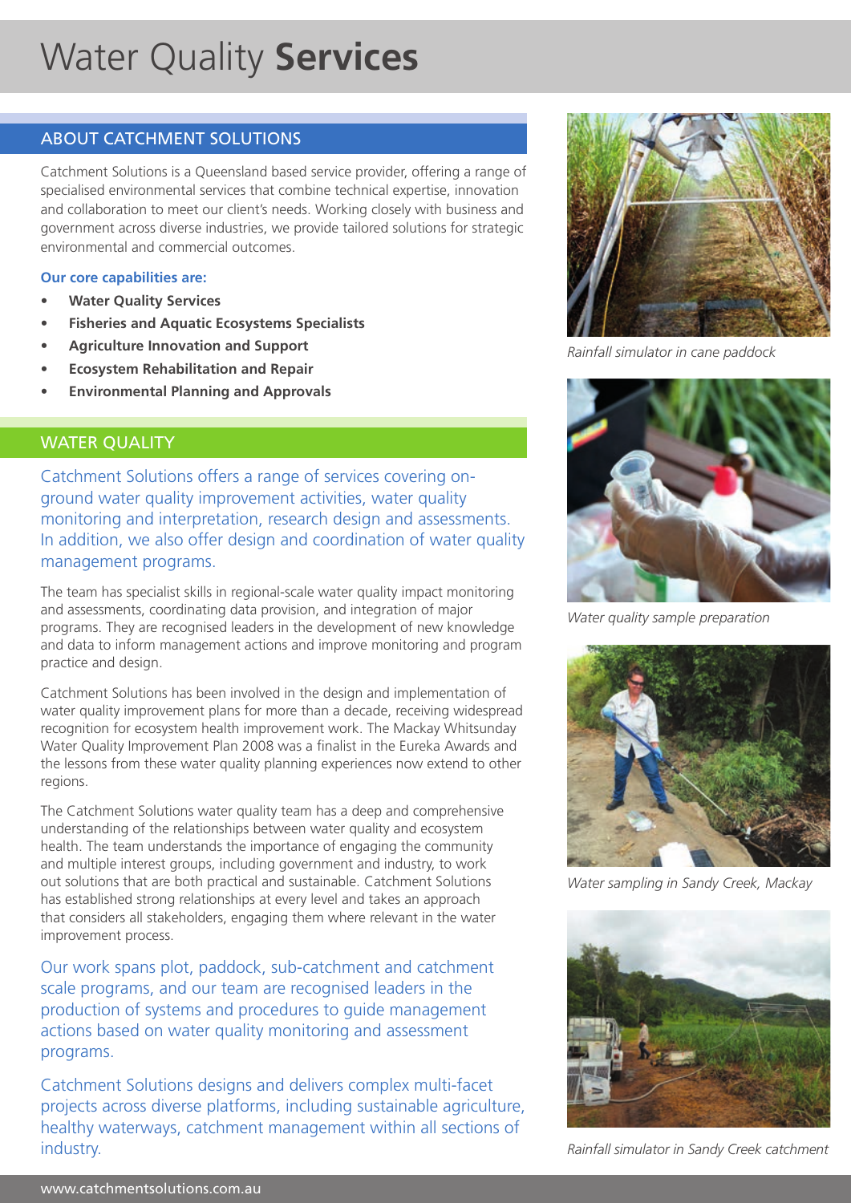# Water Quality **Services**

## ABOUT CATCHMENT SOLUTIONS

Catchment Solutions is a Queensland based service provider, offering a range of specialised environmental services that combine technical expertise, innovation and collaboration to meet our client's needs. Working closely with business and government across diverse industries, we provide tailored solutions for strategic environmental and commercial outcomes.

**Our core capabilities are:**

- **Water Quality Services**
- **Fisheries and Aquatic Ecosystems Specialists**
- **Agriculture Innovation and Support**
- **Ecosystem Rehabilitation and Repair**
- **Environmental Planning and Approvals**

## WATER QUALITY

Catchment Solutions offers a range of services covering on-ground water quality improvement activities, water quality monitoring and interpretation, research design and assessments. In addition, we also offer design and coordination of water quality management programs.

The team has specialist skills in regional-scale water quality impact monitoring and assessments, coordinating data provision, and integration of major programs. They are recognised leaders in the development of new knowledge and data to inform management actions and improve monitoring and program practice and design.

Catchment Solutions has been involved in the design and implementation of water quality improvement plans for more than a decade, receiving widespread recognition for ecosystem health improvement work. The Mackay Whitsunday Water Quality Improvement Plan 2008 was a finalist in the Eureka Awards and the lessons from these water quality planning experiences now extend to other regions.

The Catchment Solutions water quality team has a deep and comprehensive understanding of the relationships between water quality and ecosystem health. The team understands the importance of engaging the community and multiple interest groups, including government and industry, to work out solutions that are both practical and sustainable. Catchment Solutions has established strong relationships at every level and takes an approach that considers all stakeholders, engaging them where relevant in the water improvement process.

Our work spans plot, paddock, sub-catchment and catchment scale programs, and our team are recognised leaders in the production of systems and procedures to guide management actions based on water quality monitoring and assessment programs.

Catchment Solutions designs and delivers complex multi-facet projects across diverse platforms, including sustainable agriculture, healthy waterways, catchment management within all sections of industry.

*Rainfall simulator in cane paddock*

*Water quality sample preparation*

*Water sampling in Sandy Creek, Mackay*

*Rainfall simulator in Sandy Creek catchment*

www.catchmentsolutions.com.au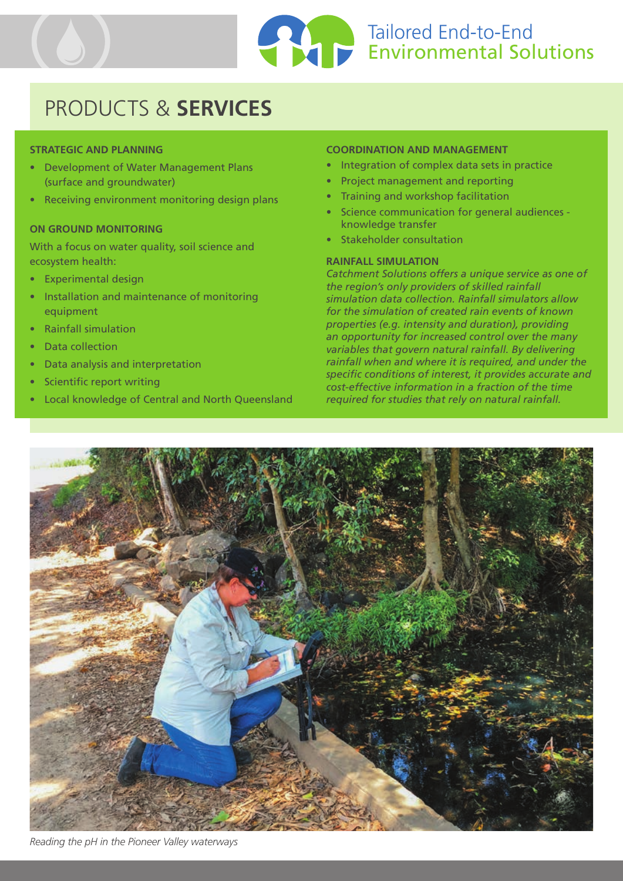Tailored End-to-End Environmental Solutions

# PRODUCTS & **SERVICES**

### STRATEGIC AND PLANNING

- Development of Water Management Plans (surface and groundwater)
- Receiving environment monitoring design plans

### ON GROUND MONITORING

With a focus on water quality, soil science and ecosystem health:

- Experimental design
- Installation and maintenance of monitoring equipment
- Rainfall simulation
- Data collection
- Data analysis and interpretation
- Scientific report writing
- Local knowledge of Central and North Queensland

### COORDINATION AND MANAGEMENT

- Integration of complex data sets in practice
- Project management and reporting
- Training and workshop facilitation
- Science communication for general audiences - knowledge transfer
- Stakeholder consultation

### RAINFALL SIMULATION

*Catchment Solutions offers a unique service as one of the region's only providers of skilled rainfall simulation data collection. Rainfall simulators allow for the simulation of created rain events of known properties (e.g. intensity and duration), providing an opportunity for increased control over the many variables that govern natural rainfall. By delivering rainfall when and where it is required, and under the specific conditions of interest, it provides accurate and cost-effective information in a fraction of the time required for studies that rely on natural rainfall.*

*Reading the pH in the Pioneer Valley waterways*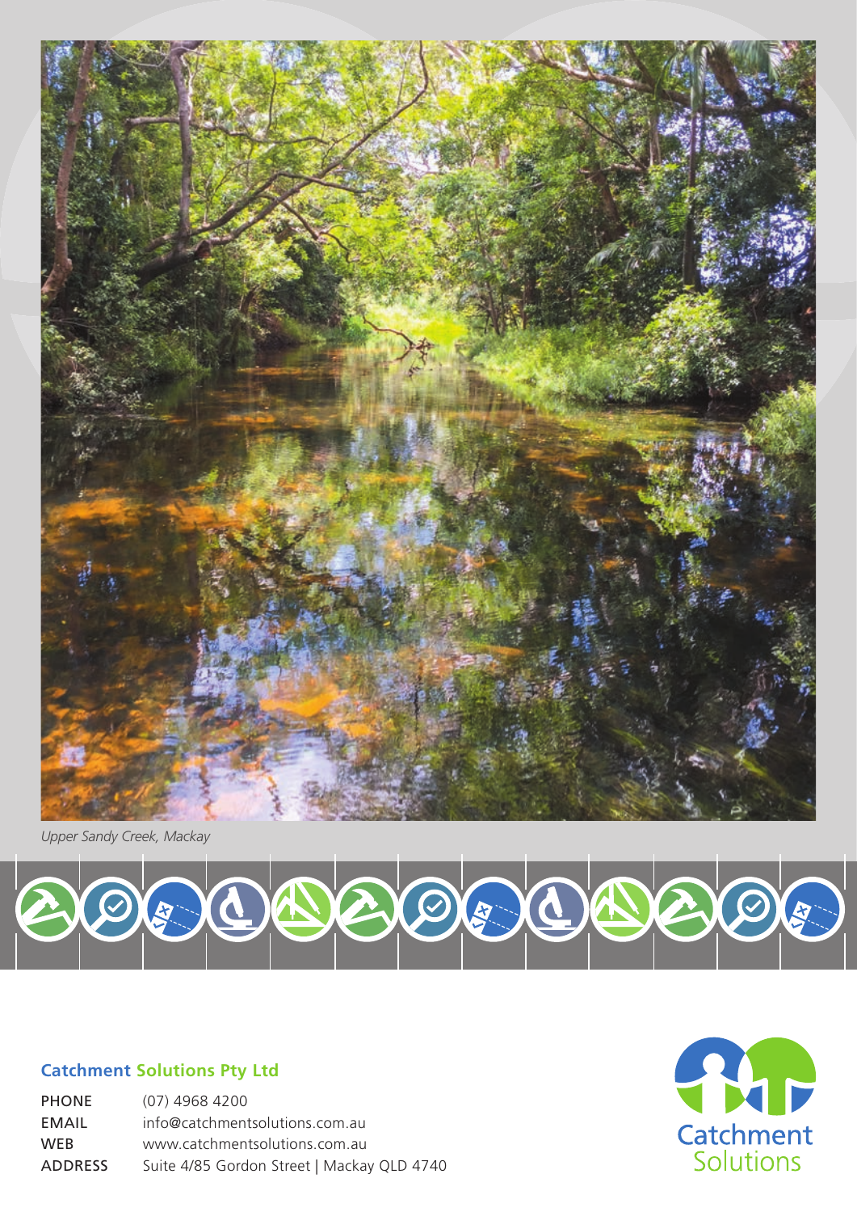*Upper Sandy Creek, Mackay*

**Catchment Solutions Pty Ltd**

PHONE (07) 4968 4200
EMAIL info@catchmentsolutions.com.au
WEB www.catchmentsolutions.com.au
ADDRESS Suite 4/85 Gordon Street | Mackay QLD 4740

Catchment Solutions